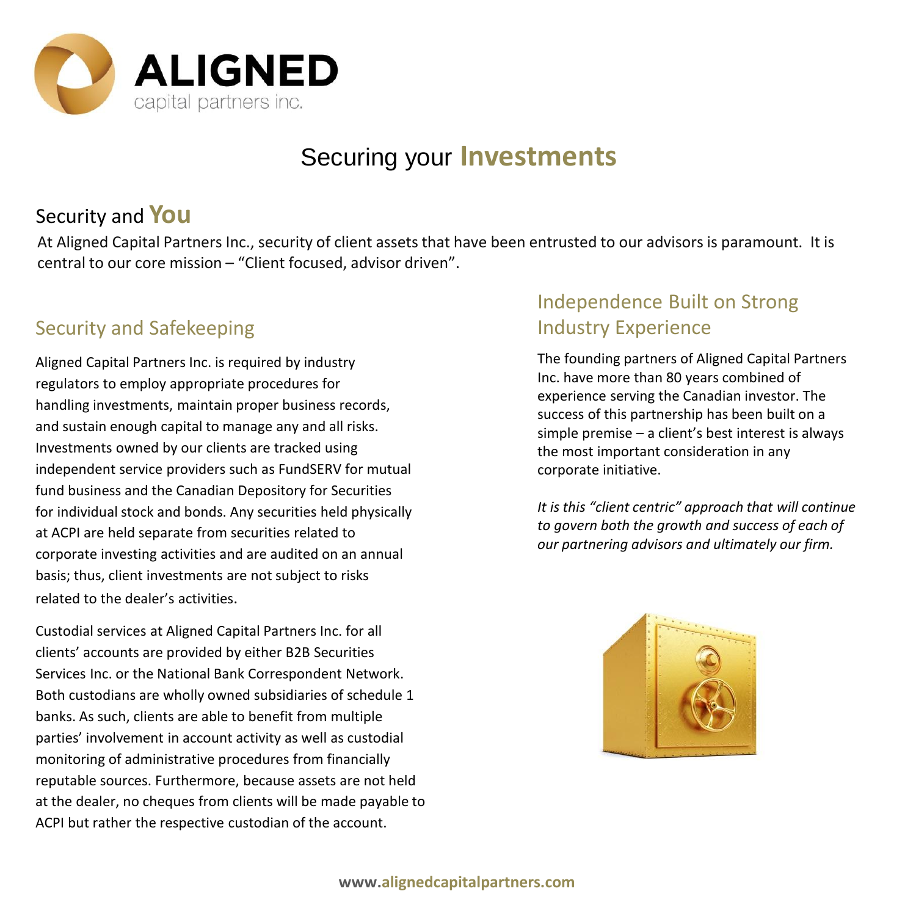**ALIGNED** capital partners inc.

# Securing your **Investments**

## Security and **You**

At Aligned Capital Partners Inc., security of client assets that have been entrusted to our advisors is paramount. It is central to our core mission – "Client focused, advisor driven".

## Security and Safekeeping

Aligned Capital Partners Inc. is required by industry regulators to employ appropriate procedures for handling investments, maintain proper business records, and sustain enough capital to manage any and all risks. Investments owned by our clients are tracked using independent service providers such as FundSERV for mutual fund business and the Canadian Depository for Securities for individual stock and bonds. Any securities held physically at ACPI are held separate from securities related to corporate investing activities and are audited on an annual basis; thus, client investments are not subject to risks related to the dealer's activities.

Custodial services at Aligned Capital Partners Inc. for all clients' accounts are provided by either B2B Securities Services Inc. or the National Bank Correspondent Network. Both custodians are wholly owned subsidiaries of schedule 1 banks. As such, clients are able to benefit from multiple parties' involvement in account activity as well as custodial monitoring of administrative procedures from financially reputable sources. Furthermore, because assets are not held at the dealer, no cheques from clients will be made payable to ACPI but rather the respective custodian of the account.

## Independence Built on Strong Industry Experience

The founding partners of Aligned Capital Partners Inc. have more than 80 years combined of experience serving the Canadian investor. The success of this partnership has been built on a simple premise – a client's best interest is always the most important consideration in any corporate initiative.

*It is this "client centric" approach that will continue to govern both the growth and success of each of our partnering advisors and ultimately our firm.*

**www.alignedcapitalpartners.com**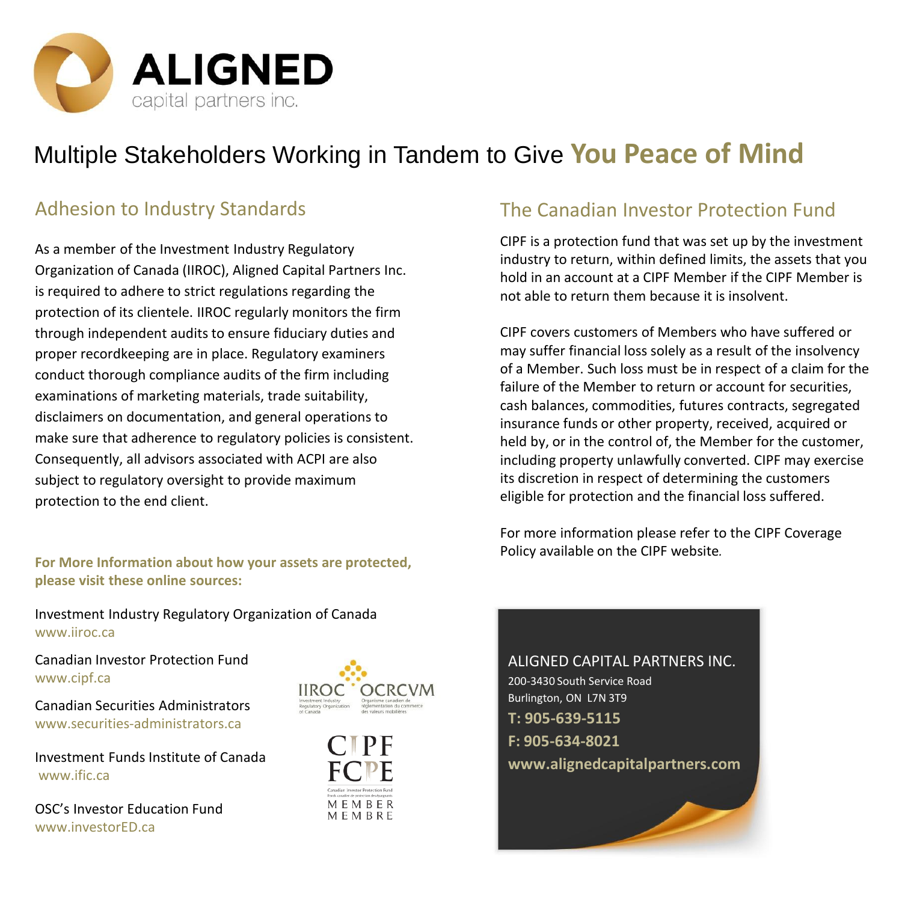**ALIGNED**
capital partners inc.

# Multiple Stakeholders Working in Tandem to Give **You Peace of Mind**

## Adhesion to Industry Standards

As a member of the Investment Industry Regulatory Organization of Canada (IIROC), Aligned Capital Partners Inc. is required to adhere to strict regulations regarding the protection of its clientele. IIROC regularly monitors the firm through independent audits to ensure fiduciary duties and proper recordkeeping are in place. Regulatory examiners conduct thorough compliance audits of the firm including examinations of marketing materials, trade suitability, disclaimers on documentation, and general operations to make sure that adherence to regulatory policies is consistent. Consequently, all advisors associated with ACPI are also subject to regulatory oversight to provide maximum protection to the end client.

**For More Information about how your assets are protected, please visit these online sources:**

Investment Industry Regulatory Organization of Canada
www.iiroc.ca

Canadian Investor Protection Fund
www.cipf.ca

Canadian Securities Administrators
www.securities-administrators.ca

Investment Funds Institute of Canada
www.ific.ca

OSC's Investor Education Fund
www.investorED.ca

IIROC OCRCVM
Investment Industry Regulatory Organization of Canada
Organisme canadien de réglementation du commerce des valeurs mobilières

CIPF FCPE
Canadian Investor Protection Fund
Fonds canadien de protection des épargnants
MEMBER
MEMBRE

## The Canadian Investor Protection Fund

CIPF is a protection fund that was set up by the investment industry to return, within defined limits, the assets that you hold in an account at a CIPF Member if the CIPF Member is not able to return them because it is insolvent.

CIPF covers customers of Members who have suffered or may suffer financial loss solely as a result of the insolvency of a Member. Such loss must be in respect of a claim for the failure of the Member to return or account for securities, cash balances, commodities, futures contracts, segregated insurance funds or other property, received, acquired or held by, or in the control of, the Member for the customer, including property unlawfully converted. CIPF may exercise its discretion in respect of determining the customers eligible for protection and the financial loss suffered.

For more information please refer to the CIPF Coverage Policy available on the CIPF website.

ALIGNED CAPITAL PARTNERS INC.
200-3430 South Service Road
Burlington, ON L7N 3T9
**T: 905-639-5115**
**F: 905-634-8021**
**www.alignedcapitalpartners.com**